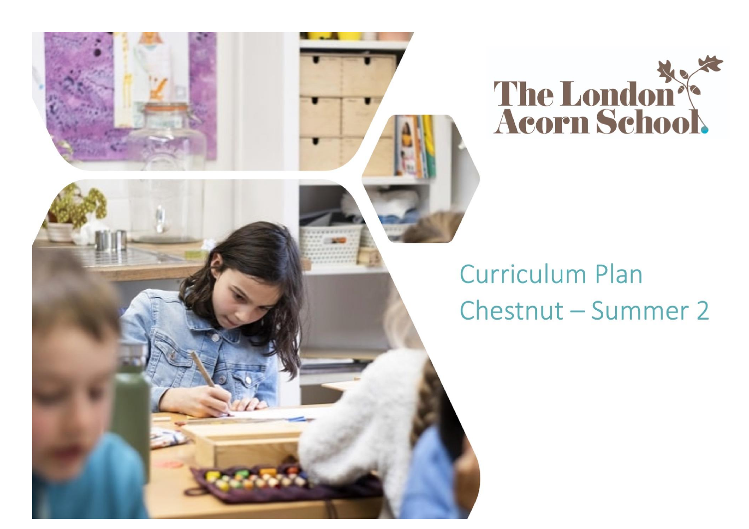The London Acorn School

# Curriculum Plan
# Chestnut – Summer 2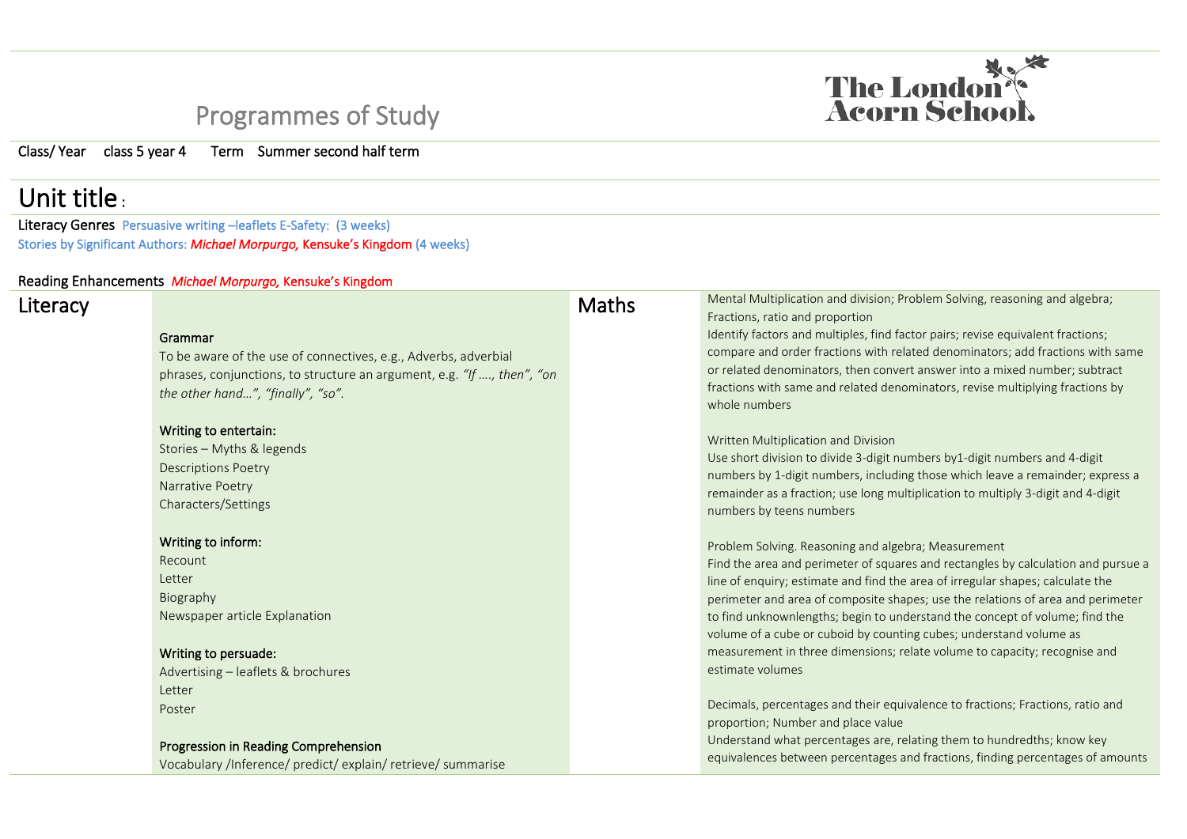# Programmes of Study

The London Acorn School

Class/ Year class 5 year 4 Term Summer second half term

## Unit title :

Literacy Genres Persuasive writing –leaflets E-Safety: (3 weeks)
Stories by Significant Authors: *Michael Morpurgo,* Kensuke's Kingdom (4 weeks)

Reading Enhancements *Michael Morpurgo,* Kensuke's Kingdom

| Literacy | | Maths | |
|---|---|---|---|
| | **Grammar**<br>To be aware of the use of connectives, e.g., Adverbs, adverbial phrases, conjunctions, to structure an argument, e.g. *"If …., then", "on the other hand…", "finally", "so".*<br><br>**Writing to entertain:**<br>Stories – Myths & legends<br>Descriptions Poetry<br>Narrative Poetry<br>Characters/Settings<br><br>**Writing to inform:**<br>Recount<br>Letter<br>Biography<br>Newspaper article Explanation<br><br>**Writing to persuade:**<br>Advertising – leaflets & brochures<br>Letter<br>Poster<br><br>**Progression in Reading Comprehension**<br>Vocabulary /Inference/ predict/ explain/ retrieve/ summarise | | Mental Multiplication and division; Problem Solving, reasoning and algebra; Fractions, ratio and proportion<br>Identify factors and multiples, find factor pairs; revise equivalent fractions; compare and order fractions with related denominators; add fractions with same or related denominators, then convert answer into a mixed number; subtract fractions with same and related denominators, revise multiplying fractions by whole numbers<br><br>Written Multiplication and Division<br>Use short division to divide 3-digit numbers by1-digit numbers and 4-digit numbers by 1-digit numbers, including those which leave a remainder; express a remainder as a fraction; use long multiplication to multiply 3-digit and 4-digit numbers by teens numbers<br><br>Problem Solving. Reasoning and algebra; Measurement<br>Find the area and perimeter of squares and rectangles by calculation and pursue a line of enquiry; estimate and find the area of irregular shapes; calculate the perimeter and area of composite shapes; use the relations of area and perimeter to find unknownlengths; begin to understand the concept of volume; find the volume of a cube or cuboid by counting cubes; understand volume as measurement in three dimensions; relate volume to capacity; recognise and estimate volumes<br><br>Decimals, percentages and their equivalence to fractions; Fractions, ratio and proportion; Number and place value<br>Understand what percentages are, relating them to hundredths; know key equivalences between percentages and fractions, finding percentages of amounts |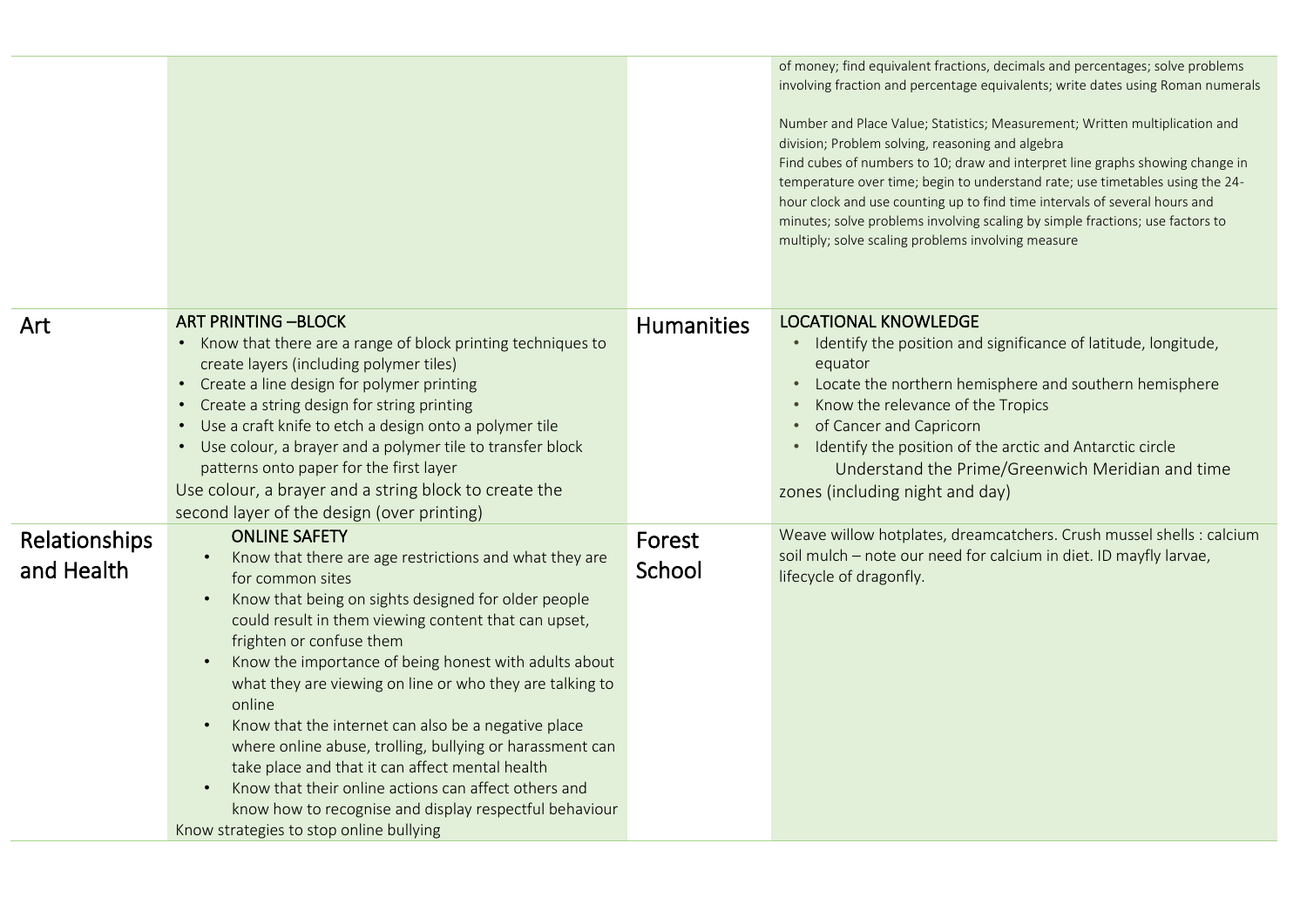| | | | |
|---|---|---|---|
| | | | of money; find equivalent fractions, decimals and percentages; solve problems involving fraction and percentage equivalents; write dates using Roman numerals<br><br>Number and Place Value; Statistics; Measurement; Written multiplication and division; Problem solving, reasoning and algebra<br>Find cubes of numbers to 10; draw and interpret line graphs showing change in temperature over time; begin to understand rate; use timetables using the 24-hour clock and use counting up to find time intervals of several hours and minutes; solve problems involving scaling by simple fractions; use factors to multiply; solve scaling problems involving measure |
| Art | ART PRINTING –BLOCK<br>• Know that there are a range of block printing techniques to create layers (including polymer tiles)<br>• Create a line design for polymer printing<br>• Create a string design for string printing<br>• Use a craft knife to etch a design onto a polymer tile<br>• Use colour, a brayer and a polymer tile to transfer block patterns onto paper for the first layer<br>Use colour, a brayer and a string block to create the second layer of the design (over printing) | Humanities | LOCATIONAL KNOWLEDGE<br>• Identify the position and significance of latitude, longitude, equator<br>• Locate the northern hemisphere and southern hemisphere<br>• Know the relevance of the Tropics<br>• of Cancer and Capricorn<br>• Identify the position of the arctic and Antarctic circle<br>Understand the Prime/Greenwich Meridian and time zones (including night and day) |
| Relationships and Health | ONLINE SAFETY<br>• Know that there are age restrictions and what they are for common sites<br>• Know that being on sights designed for older people could result in them viewing content that can upset, frighten or confuse them<br>• Know the importance of being honest with adults about what they are viewing on line or who they are talking to online<br>• Know that the internet can also be a negative place where online abuse, trolling, bullying or harassment can take place and that it can affect mental health<br>• Know that their online actions can affect others and know how to recognise and display respectful behaviour<br>Know strategies to stop online bullying | Forest School | Weave willow hotplates, dreamcatchers. Crush mussel shells : calcium soil mulch – note our need for calcium in diet. ID mayfly larvae, lifecycle of dragonfly. |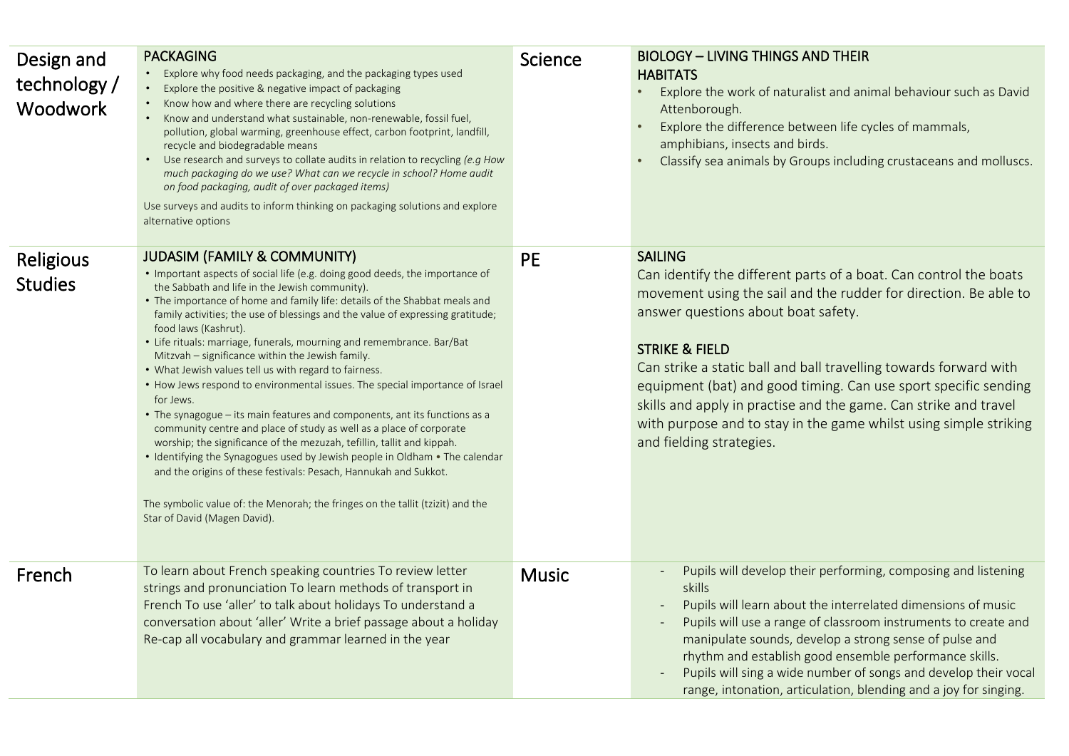| Design and technology / Woodwork | **PACKAGING**<br>• Explore why food needs packaging, and the packaging types used<br>• Explore the positive & negative impact of packaging<br>• Know how and where there are recycling solutions<br>• Know and understand what sustainable, non-renewable, fossil fuel, pollution, global warming, greenhouse effect, carbon footprint, landfill, recycle and biodegradable means<br>• Use research and surveys to collate audits in relation to recycling *(e.g How much packaging do we use? What can we recycle in school? Home audit on food packaging, audit of over packaged items)*<br><br>Use surveys and audits to inform thinking on packaging solutions and explore alternative options | Science | **BIOLOGY – LIVING THINGS AND THEIR HABITATS**<br>• Explore the work of naturalist and animal behaviour such as David Attenborough.<br>• Explore the difference between life cycles of mammals, amphibians, insects and birds.<br>• Classify sea animals by Groups including crustaceans and molluscs. |
|---|---|---|---|
| Religious Studies | **JUDASIM (FAMILY & COMMUNITY)**<br>• Important aspects of social life (e.g. doing good deeds, the importance of the Sabbath and life in the Jewish community).<br>• The importance of home and family life: details of the Shabbat meals and family activities; the use of blessings and the value of expressing gratitude; food laws (Kashrut).<br>• Life rituals: marriage, funerals, mourning and remembrance. Bar/Bat Mitzvah – significance within the Jewish family.<br>• What Jewish values tell us with regard to fairness.<br>• How Jews respond to environmental issues. The special importance of Israel for Jews.<br>• The synagogue – its main features and components, ant its functions as a community centre and place of study as well as a place of corporate worship; the significance of the mezuzah, tefillin, tallit and kippah.<br>• Identifying the Synagogues used by Jewish people in Oldham • The calendar and the origins of these festivals: Pesach, Hannukah and Sukkot.<br><br>The symbolic value of: the Menorah; the fringes on the tallit (tzizit) and the Star of David (Magen David). | PE | **SAILING**<br>Can identify the different parts of a boat. Can control the boats movement using the sail and the rudder for direction. Be able to answer questions about boat safety.<br><br>**STRIKE & FIELD**<br>Can strike a static ball and ball travelling towards forward with equipment (bat) and good timing. Can use sport specific sending skills and apply in practise and the game. Can strike and travel with purpose and to stay in the game whilst using simple striking and fielding strategies. |
| French | To learn about French speaking countries To review letter strings and pronunciation To learn methods of transport in French To use 'aller' to talk about holidays To understand a conversation about 'aller' Write a brief passage about a holiday Re-cap all vocabulary and grammar learned in the year | Music | - Pupils will develop their performing, composing and listening skills<br>- Pupils will learn about the interrelated dimensions of music<br>- Pupils will use a range of classroom instruments to create and manipulate sounds, develop a strong sense of pulse and rhythm and establish good ensemble performance skills.<br>- Pupils will sing a wide number of songs and develop their vocal range, intonation, articulation, blending and a joy for singing. |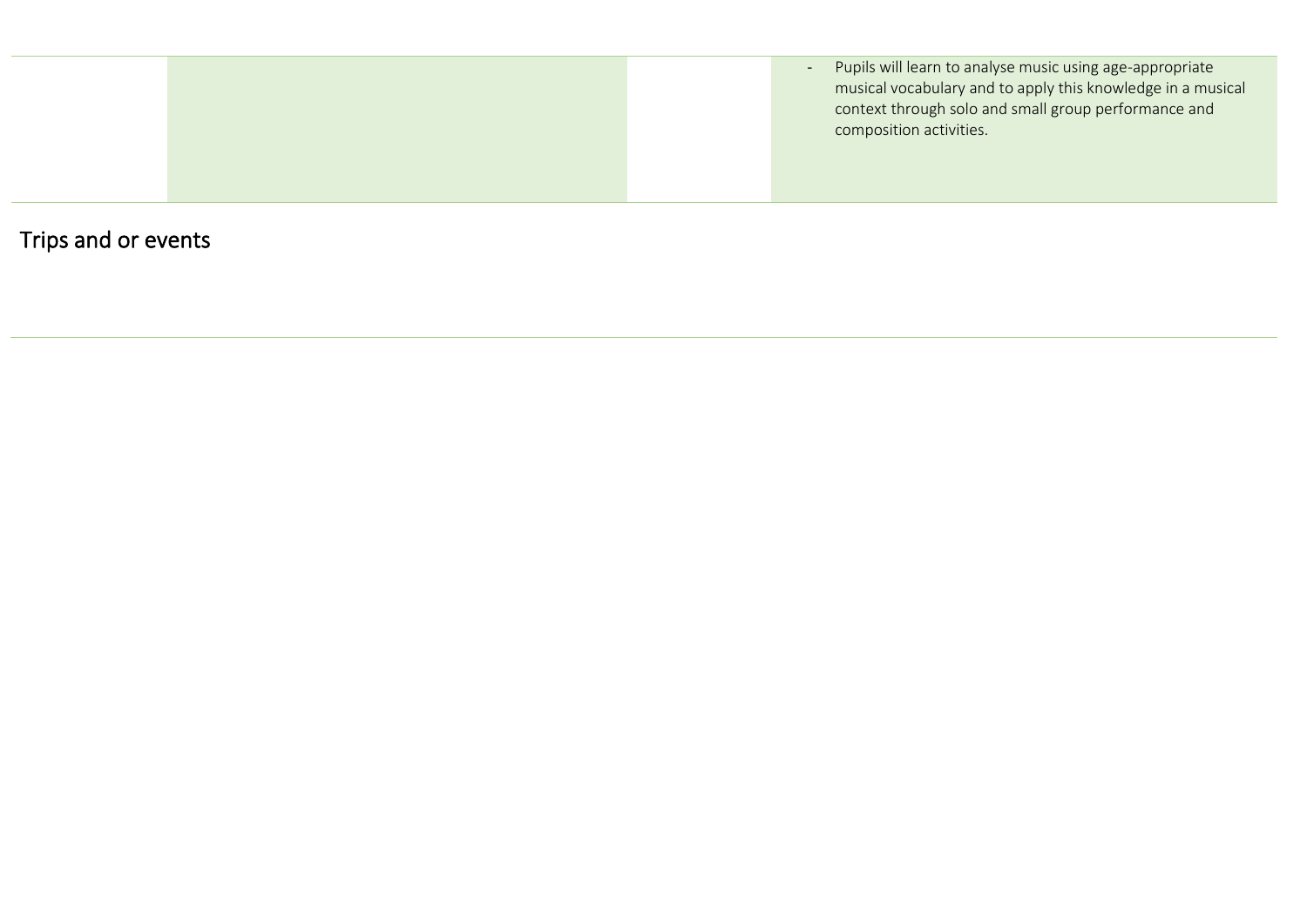| | | | |
|---|---|---|---|
| | | | - Pupils will learn to analyse music using age-appropriate musical vocabulary and to apply this knowledge in a musical context through solo and small group performance and composition activities. |

## Trips and or events